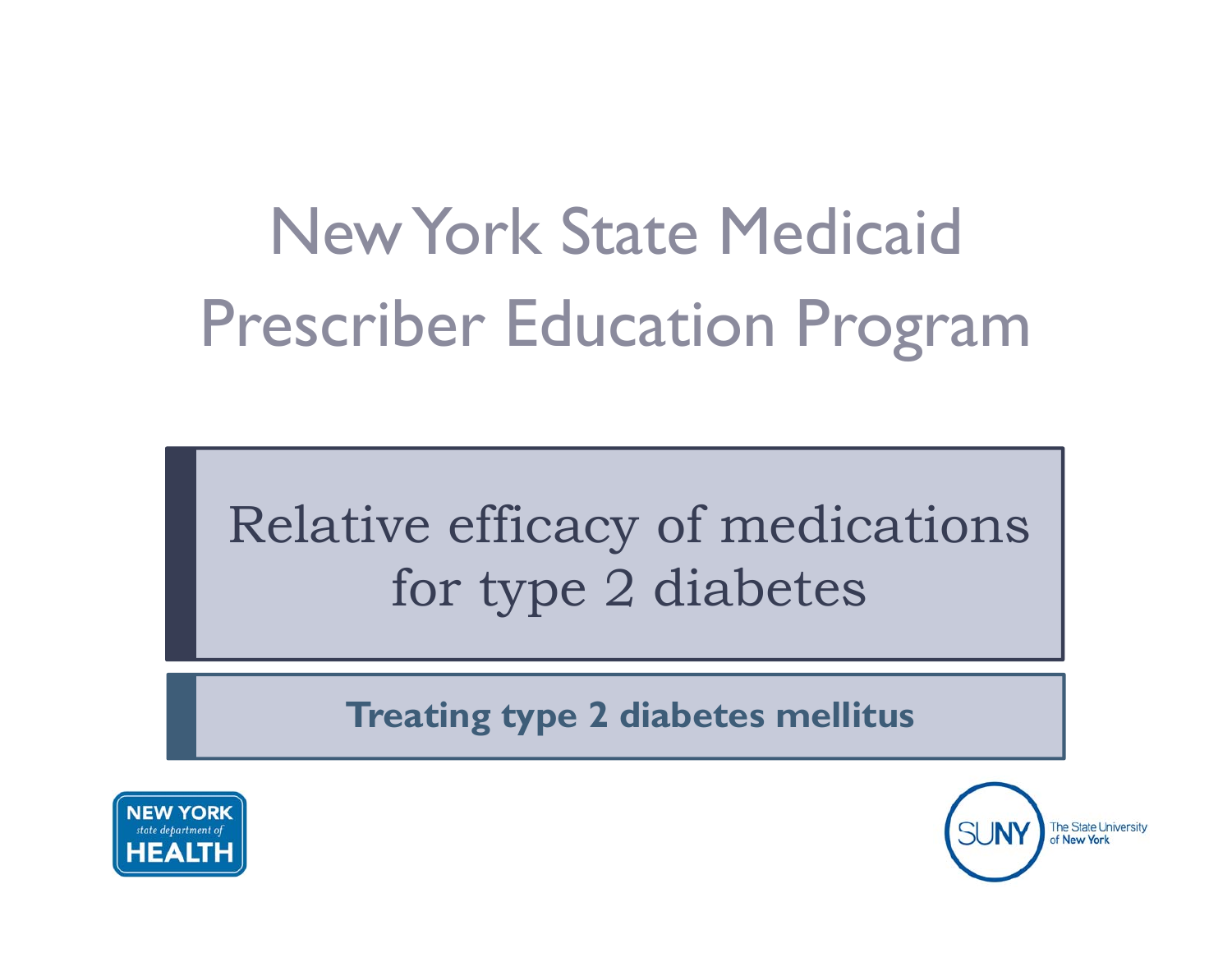# New York State Medicaid Prescriber Education Program

## Relative efficacy of medications for type 2 diabetes

### Treating type 2 diabetes mellitus

NEW YORK state department of HEALTH

SUNY The State University of New York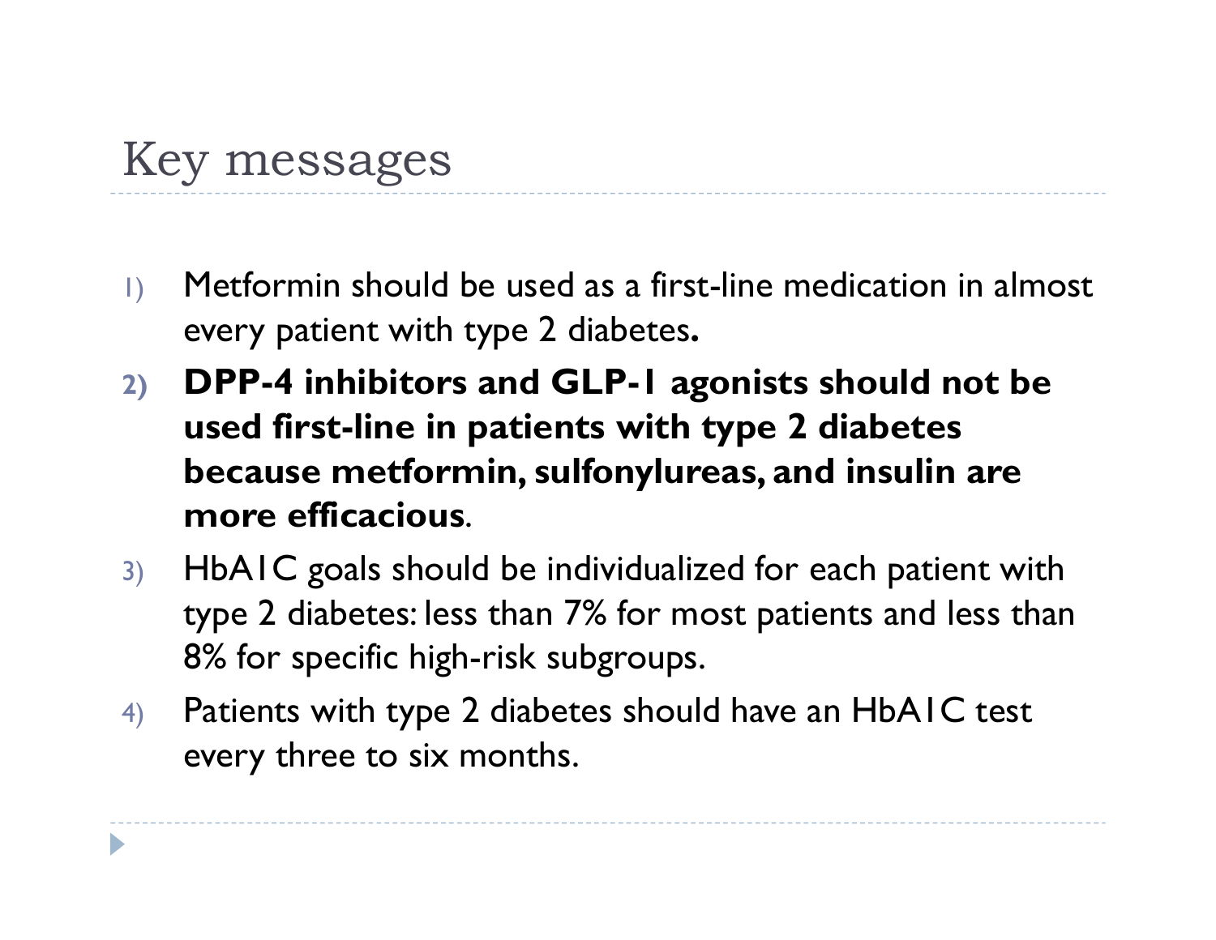# Key messages

1) Metformin should be used as a first-line medication in almost every patient with type 2 diabetes**.**
2) **DPP-4 inhibitors and GLP-1 agonists should not be used first-line in patients with type 2 diabetes because metformin, sulfonylureas, and insulin are more efficacious**.
3) HbA1C goals should be individualized for each patient with type 2 diabetes: less than 7% for most patients and less than 8% for specific high-risk subgroups.
4) Patients with type 2 diabetes should have an HbA1C test every three to six months.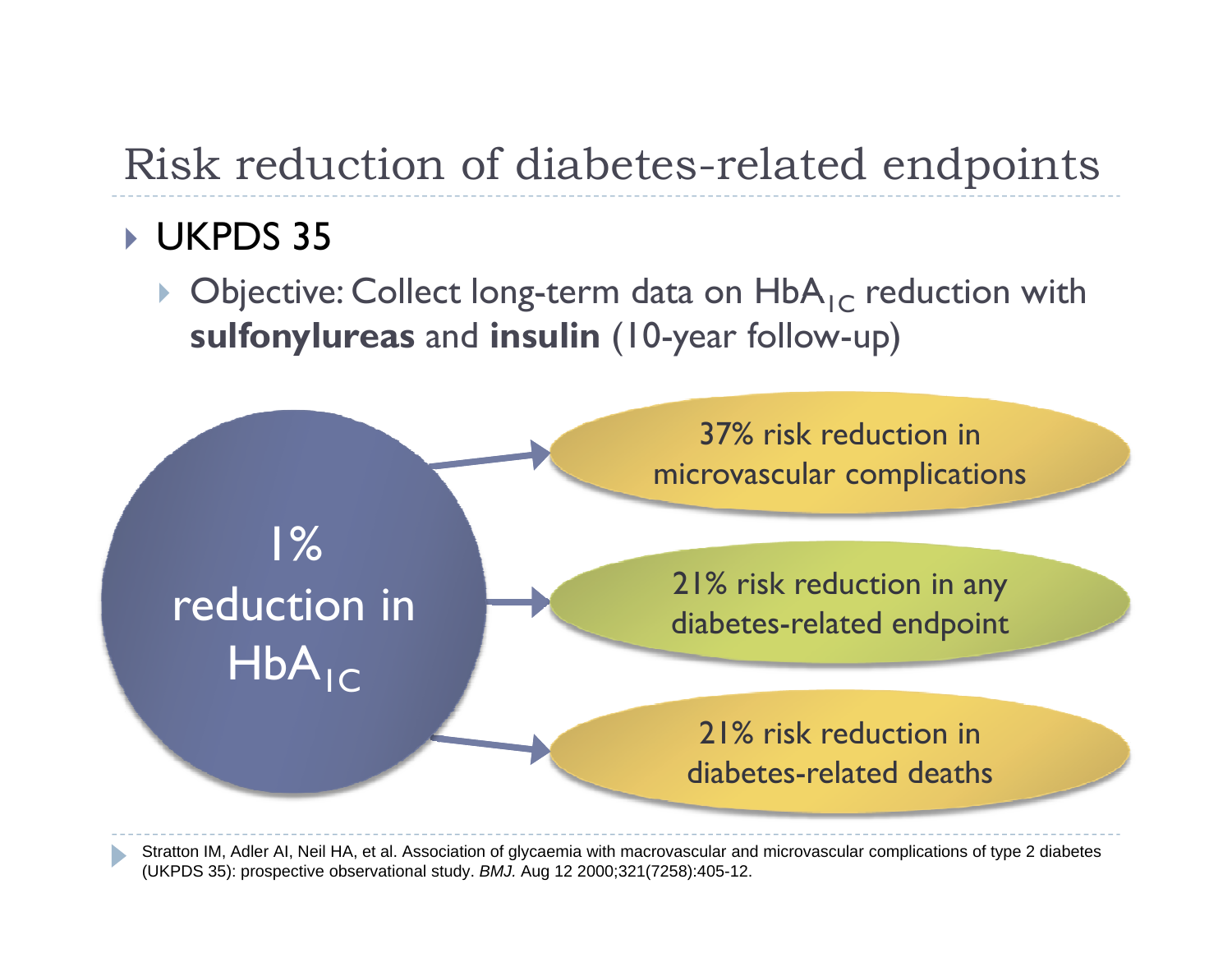# Risk reduction of diabetes-related endpoints

- UKPDS 35
  - Objective: Collect long-term data on $HbA_{1C}$ reduction with **sulfonylureas** and **insulin** (10-year follow-up)

1% reduction in $HbA_{1C}$

- 37% risk reduction in microvascular complications
- 21% risk reduction in any diabetes-related endpoint
- 21% risk reduction in diabetes-related deaths

Stratton IM, Adler AI, Neil HA, et al. Association of glycaemia with macrovascular and microvascular complications of type 2 diabetes (UKPDS 35): prospective observational study. *BMJ.* Aug 12 2000;321(7258):405-12.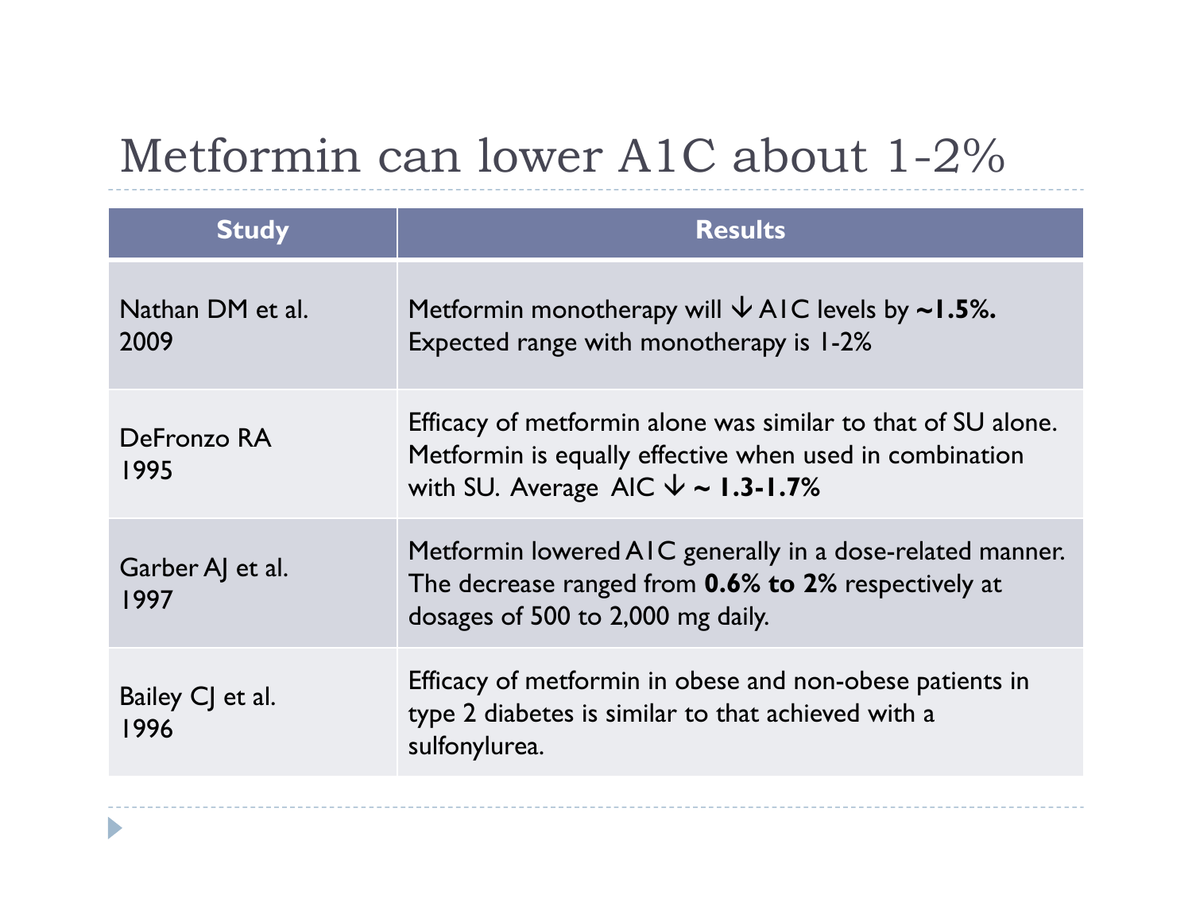# Metformin can lower A1C about 1-2%

| Study | Results |
|---|---|
| Nathan DM et al. 2009 | Metformin monotherapy will ↓ A1C levels by **~1.5%.** Expected range with monotherapy is 1-2% |
| DeFronzo RA 1995 | Efficacy of metformin alone was similar to that of SU alone. Metformin is equally effective when used in combination with SU. Average AIC ↓ **~ 1.3-1.7%** |
| Garber AJ et al. 1997 | Metformin lowered A1C generally in a dose-related manner. The decrease ranged from **0.6% to 2%** respectively at dosages of 500 to 2,000 mg daily. |
| Bailey CJ et al. 1996 | Efficacy of metformin in obese and non-obese patients in type 2 diabetes is similar to that achieved with a sulfonylurea. |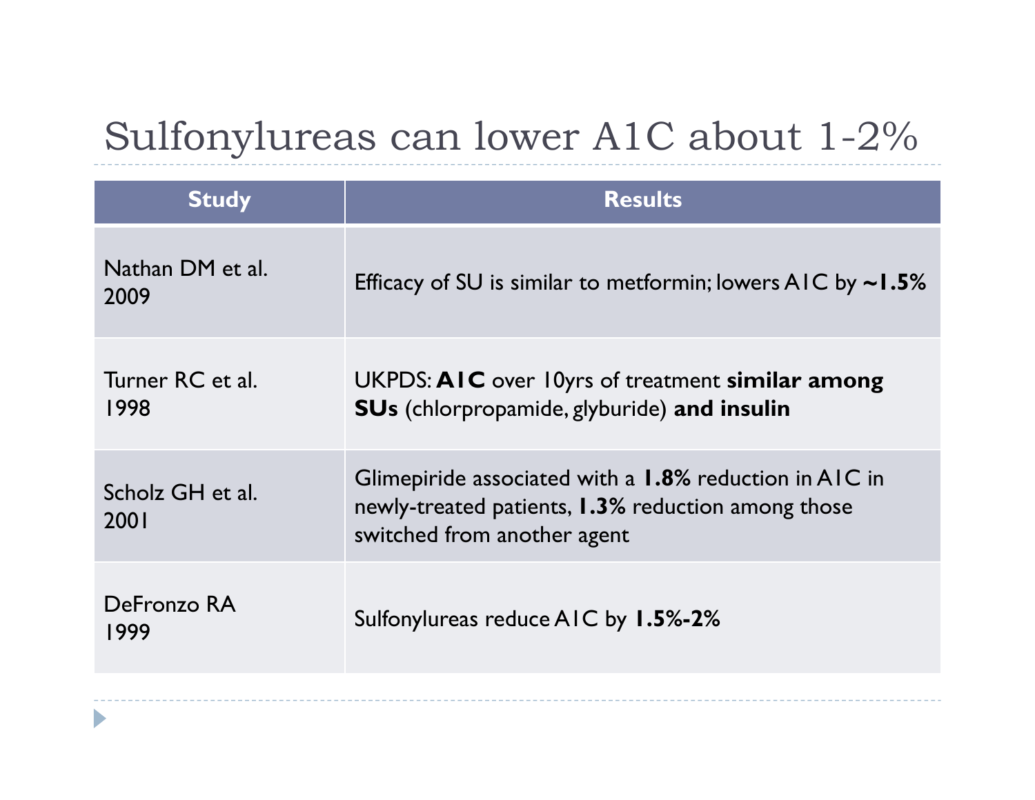# Sulfonylureas can lower A1C about 1-2%

| Study | Results |
|---|---|
| Nathan DM et al. 2009 | Efficacy of SU is similar to metformin; lowers A1C by **~1.5%** |
| Turner RC et al. 1998 | UKPDS: **A1C** over 10yrs of treatment **similar among SUs** (chlorpropamide, glyburide) **and insulin** |
| Scholz GH et al. 2001 | Glimepiride associated with a **1.8%** reduction in A1C in newly-treated patients, **1.3%** reduction among those switched from another agent |
| DeFronzo RA 1999 | Sulfonylureas reduce A1C by **1.5%-2%** |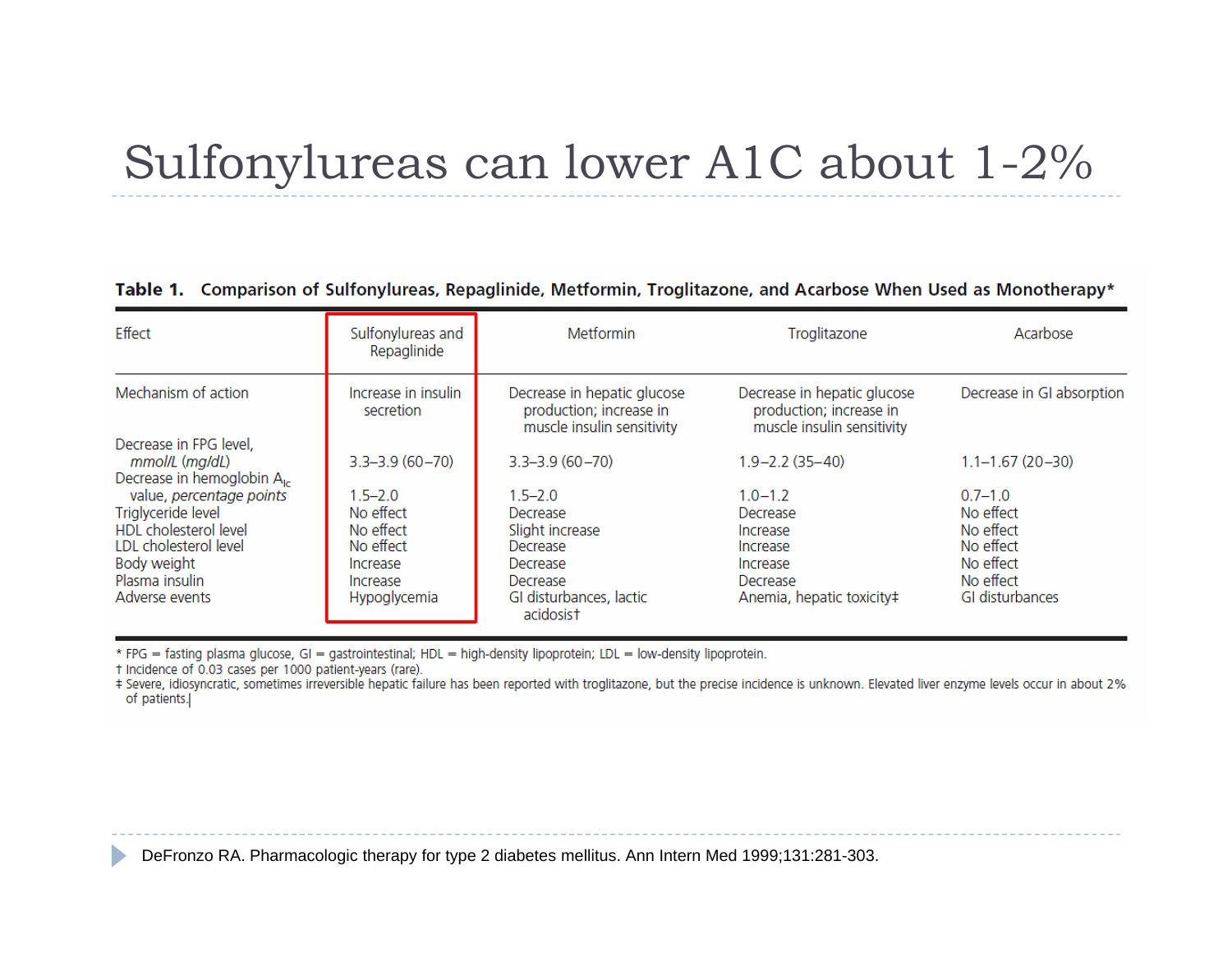# Sulfonylureas can lower A1C about 1-2%

**Table 1. Comparison of Sulfonylureas, Repaglinide, Metformin, Troglitazone, and Acarbose When Used as Monotherapy***

| Effect | Sulfonylureas and Repaglinide | Metformin | Troglitazone | Acarbose |
|---|---|---|---|---|
| Mechanism of action | Increase in insulin secretion | Decrease in hepatic glucose production; increase in muscle insulin sensitivity | Decrease in hepatic glucose production; increase in muscle insulin sensitivity | Decrease in GI absorption |
| Decrease in FPG level, *mmol/L (mg/dL)* | 3.3–3.9 (60–70) | 3.3–3.9 (60–70) | 1.9–2.2 (35–40) | 1.1–1.67 (20–30) |
| Decrease in hemoglobin $A_{1c}$ value, *percentage points* | 1.5–2.0 | 1.5–2.0 | 1.0–1.2 | 0.7–1.0 |
| Triglyceride level | No effect | Decrease | Decrease | No effect |
| HDL cholesterol level | No effect | Slight increase | Increase | No effect |
| LDL cholesterol level | No effect | Decrease | Increase | No effect |
| Body weight | Increase | Decrease | Increase | No effect |
| Plasma insulin | Increase | Decrease | Decrease | No effect |
| Adverse events | Hypoglycemia | GI disturbances, lactic acidosis† | Anemia, hepatic toxicity‡ | GI disturbances |

* FPG = fasting plasma glucose, GI = gastrointestinal; HDL = high-density lipoprotein; LDL = low-density lipoprotein.
† Incidence of 0.03 cases per 1000 patient-years (rare).
‡ Severe, idiosyncratic, sometimes irreversible hepatic failure has been reported with troglitazone, but the precise incidence is unknown. Elevated liver enzyme levels occur in about 2% of patients.

DeFronzo RA. Pharmacologic therapy for type 2 diabetes mellitus. Ann Intern Med 1999;131:281-303.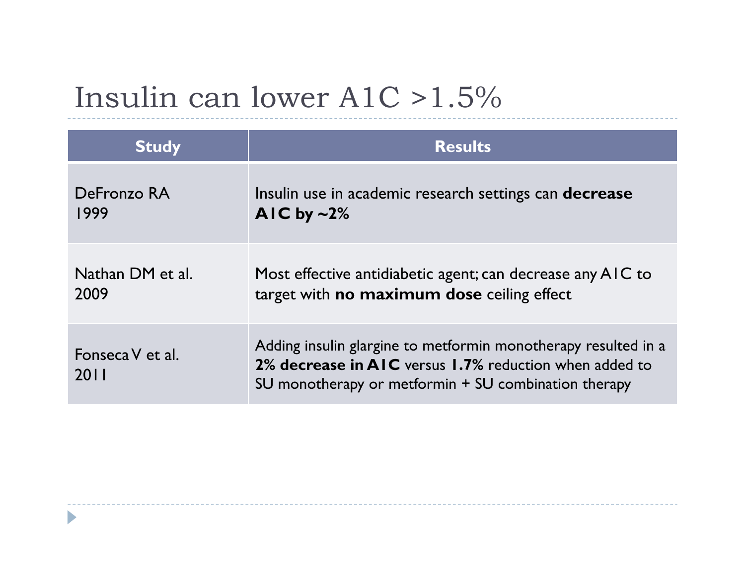# Insulin can lower A1C >1.5%

| Study | Results |
|---|---|
| DeFronzo RA 1999 | Insulin use in academic research settings can **decrease A1C by ~2%** |
| Nathan DM et al. 2009 | Most effective antidiabetic agent; can decrease any A1C to target with **no maximum dose** ceiling effect |
| Fonseca V et al. 2011 | Adding insulin glargine to metformin monotherapy resulted in a **2% decrease in A1C** versus **1.7%** reduction when added to SU monotherapy or metformin + SU combination therapy |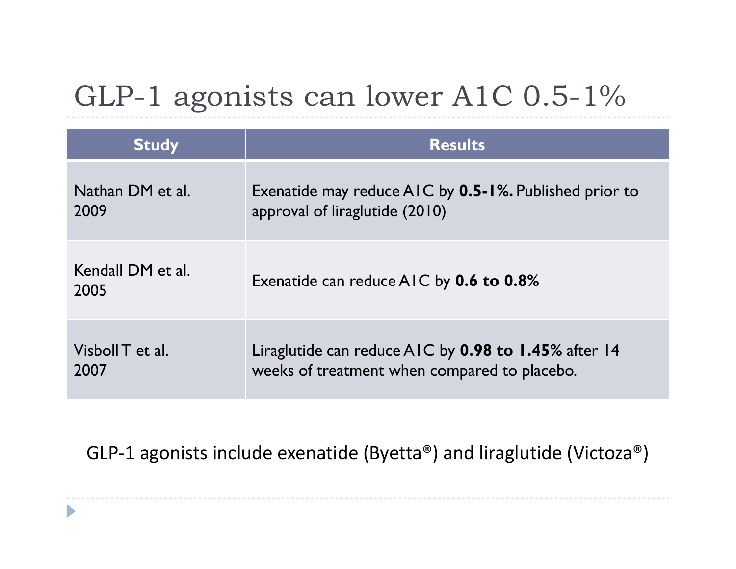# GLP-1 agonists can lower A1C 0.5-1%

| Study | Results |
|---|---|
| Nathan DM et al. 2009 | Exenatide may reduce A1C by **0.5-1%.** Published prior to approval of liraglutide (2010) |
| Kendall DM et al. 2005 | Exenatide can reduce A1C by **0.6 to 0.8%** |
| Visboll T et al. 2007 | Liraglutide can reduce A1C by **0.98 to 1.45%** after 14 weeks of treatment when compared to placebo. |

GLP-1 agonists include exenatide (Byetta®) and liraglutide (Victoza®)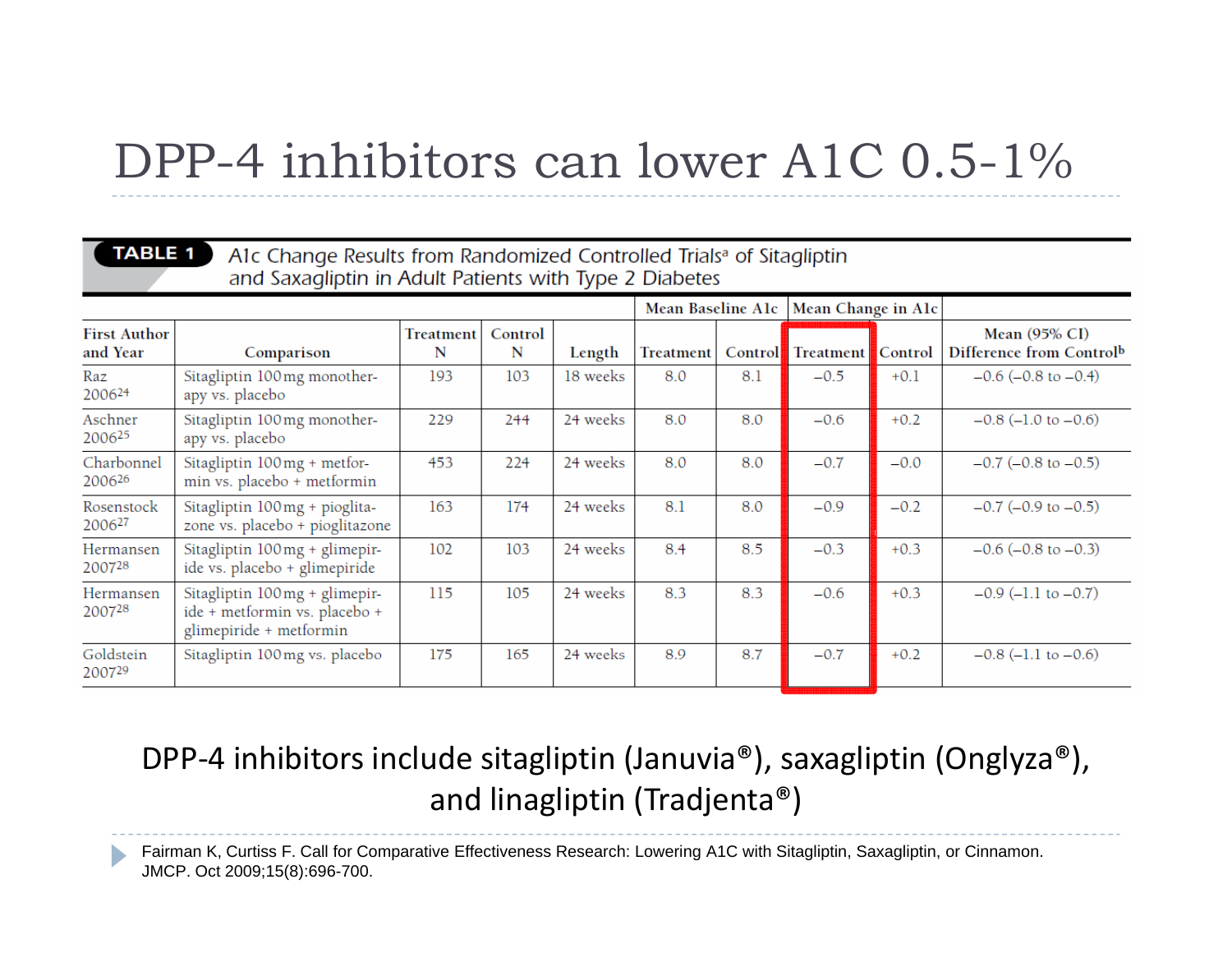# DPP-4 inhibitors can lower A1C 0.5-1%

**TABLE 1** A1c Change Results from Randomized Controlled Trials[a] of Sitagliptin and Saxagliptin in Adult Patients with Type 2 Diabetes

| First Author and Year | Comparison | Treatment N | Control N | Length | Mean Baseline A1c | | Mean Change in A1c | | Mean (95% CI) Difference from Control[b] |
|---|---|---|---|---|---|---|---|---|---|
| | | | | | Treatment | Control | Treatment | Control | |
| Raz 2006[24] | Sitagliptin 100 mg monotherapy vs. placebo | 193 | 103 | 18 weeks | 8.0 | 8.1 | −0.5 | +0.1 | −0.6 (−0.8 to −0.4) |
| Aschner 2006[25] | Sitagliptin 100 mg monotherapy vs. placebo | 229 | 244 | 24 weeks | 8.0 | 8.0 | −0.6 | +0.2 | −0.8 (−1.0 to −0.6) |
| Charbonnel 2006[26] | Sitagliptin 100 mg + metformin vs. placebo + metformin | 453 | 224 | 24 weeks | 8.0 | 8.0 | −0.7 | −0.0 | −0.7 (−0.8 to −0.5) |
| Rosenstock 2006[27] | Sitagliptin 100 mg + pioglitazone vs. placebo + pioglitazone | 163 | 174 | 24 weeks | 8.1 | 8.0 | −0.9 | −0.2 | −0.7 (−0.9 to −0.5) |
| Hermansen 2007[28] | Sitagliptin 100 mg + glimepiride vs. placebo + glimepiride | 102 | 103 | 24 weeks | 8.4 | 8.5 | −0.3 | +0.3 | −0.6 (−0.8 to −0.3) |
| Hermansen 2007[28] | Sitagliptin 100 mg + glimepiride + metformin vs. placebo + glimepiride + metformin | 115 | 105 | 24 weeks | 8.3 | 8.3 | −0.6 | +0.3 | −0.9 (−1.1 to −0.7) |
| Goldstein 2007[29] | Sitagliptin 100 mg vs. placebo | 175 | 165 | 24 weeks | 8.9 | 8.7 | −0.7 | +0.2 | −0.8 (−1.1 to −0.6) |

DPP-4 inhibitors include sitagliptin (Januvia®), saxagliptin (Onglyza®), and linagliptin (Tradjenta®)

- Fairman K, Curtiss F. Call for Comparative Effectiveness Research: Lowering A1C with Sitagliptin, Saxagliptin, or Cinnamon. JMCP. Oct 2009;15(8):696-700.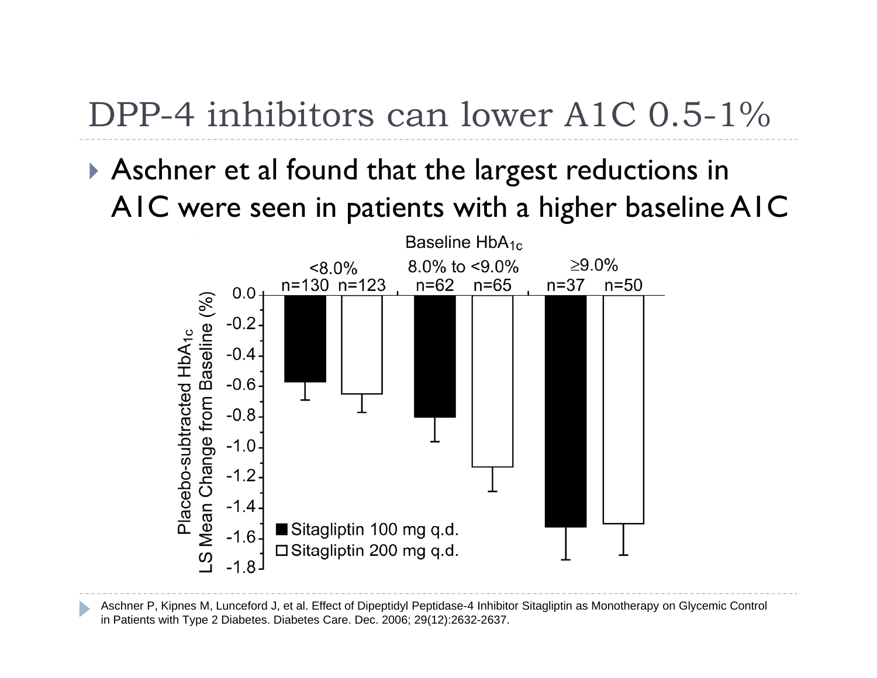# DPP-4 inhibitors can lower A1C 0.5-1%

- Aschner et al found that the largest reductions in A1C were seen in patients with a higher baseline A1C

Baseline $HbA_{1c}$

| | <8.0% | | 8.0% to <9.0% | | ≥9.0% | |
|---|---|---|---|---|---|---|
| | n=130 | n=123 | n=62 | n=65 | n=37 | n=50 |

Placebo-subtracted $HbA_{1c}$ LS Mean Change from Baseline (%)

■ Sitagliptin 100 mg q.d.
□ Sitagliptin 200 mg q.d.

- Aschner P, Kipnes M, Lunceford J, et al. Effect of Dipeptidyl Peptidase-4 Inhibitor Sitagliptin as Monotherapy on Glycemic Control in Patients with Type 2 Diabetes. Diabetes Care. Dec. 2006; 29(12):2632-2637.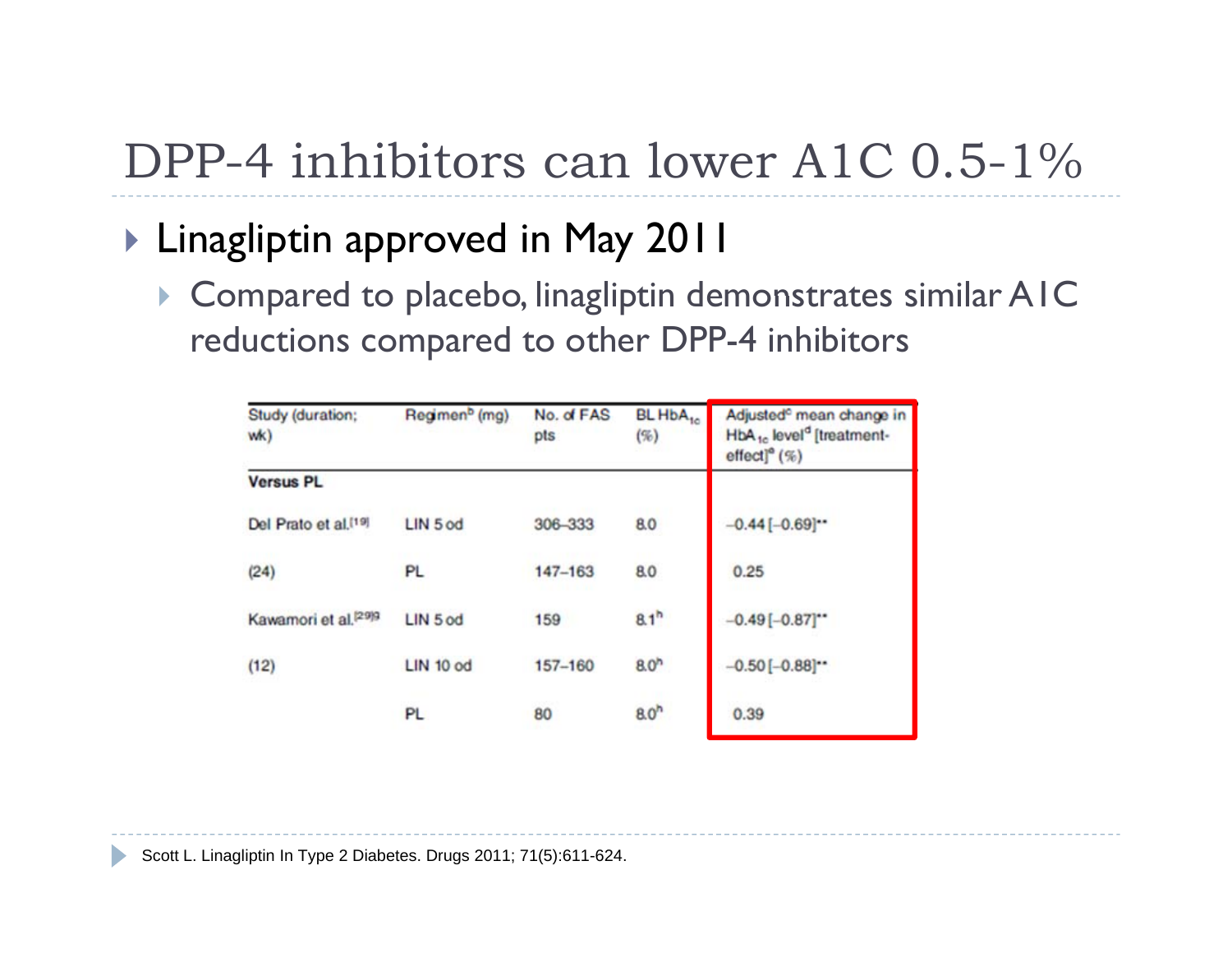# DPP-4 inhibitors can lower A1C 0.5-1%

- Linagliptin approved in May 2011
  - Compared to placebo, linagliptin demonstrates similar A1C reductions compared to other DPP-4 inhibitors

| Study (duration; wk) | Regimen[b] (mg) | No. of FAS pts | BL $HbA_{1c}$ (%) | Adjusted[c] mean change in $HbA_{1c}$ level[d] [treatment-effect][e] (%) |
|---|---|---|---|---|
| **Versus PL** | | | | |
| Del Prato et al.[19] | LIN 5 od | 306–333 | 8.0 | −0.44 [−0.69]** |
| (24) | PL | 147–163 | 8.0 | 0.25 |
| Kawamori et al.[29][g] | LIN 5 od | 159 | 8.1[h] | −0.49 [−0.87]** |
| (12) | LIN 10 od | 157–160 | 8.0[h] | −0.50 [−0.88]** |
| | PL | 80 | 8.0[h] | 0.39 |

Scott L. Linagliptin In Type 2 Diabetes. Drugs 2011; 71(5):611-624.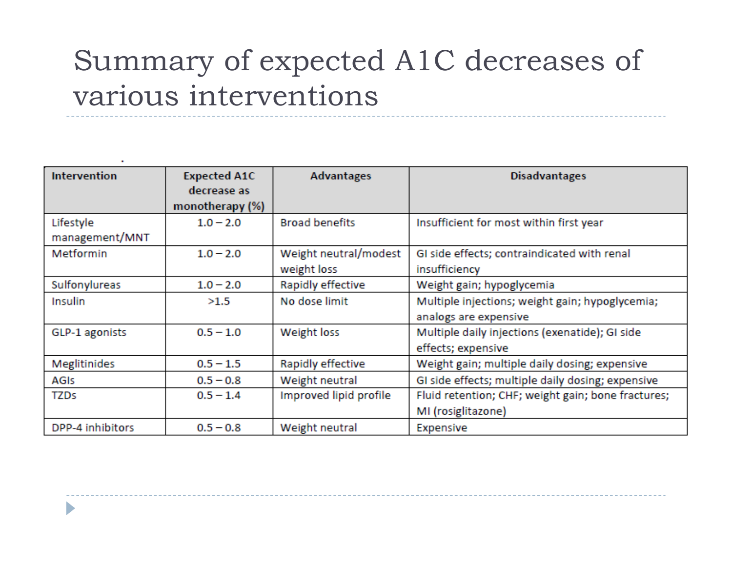# Summary of expected A1C decreases of various interventions

| Intervention | Expected A1C decrease as monotherapy (%) | Advantages | Disadvantages |
|---|---|---|---|
| Lifestyle management/MNT | 1.0 – 2.0 | Broad benefits | Insufficient for most within first year |
| Metformin | 1.0 – 2.0 | Weight neutral/modest weight loss | GI side effects; contraindicated with renal insufficiency |
| Sulfonylureas | 1.0 – 2.0 | Rapidly effective | Weight gain; hypoglycemia |
| Insulin | >1.5 | No dose limit | Multiple injections; weight gain; hypoglycemia; analogs are expensive |
| GLP-1 agonists | 0.5 – 1.0 | Weight loss | Multiple daily injections (exenatide); GI side effects; expensive |
| Meglitinides | 0.5 – 1.5 | Rapidly effective | Weight gain; multiple daily dosing; expensive |
| AGIs | 0.5 – 0.8 | Weight neutral | GI side effects; multiple daily dosing; expensive |
| TZDs | 0.5 – 1.4 | Improved lipid profile | Fluid retention; CHF; weight gain; bone fractures; MI (rosiglitazone) |
| DPP-4 inhibitors | 0.5 – 0.8 | Weight neutral | Expensive |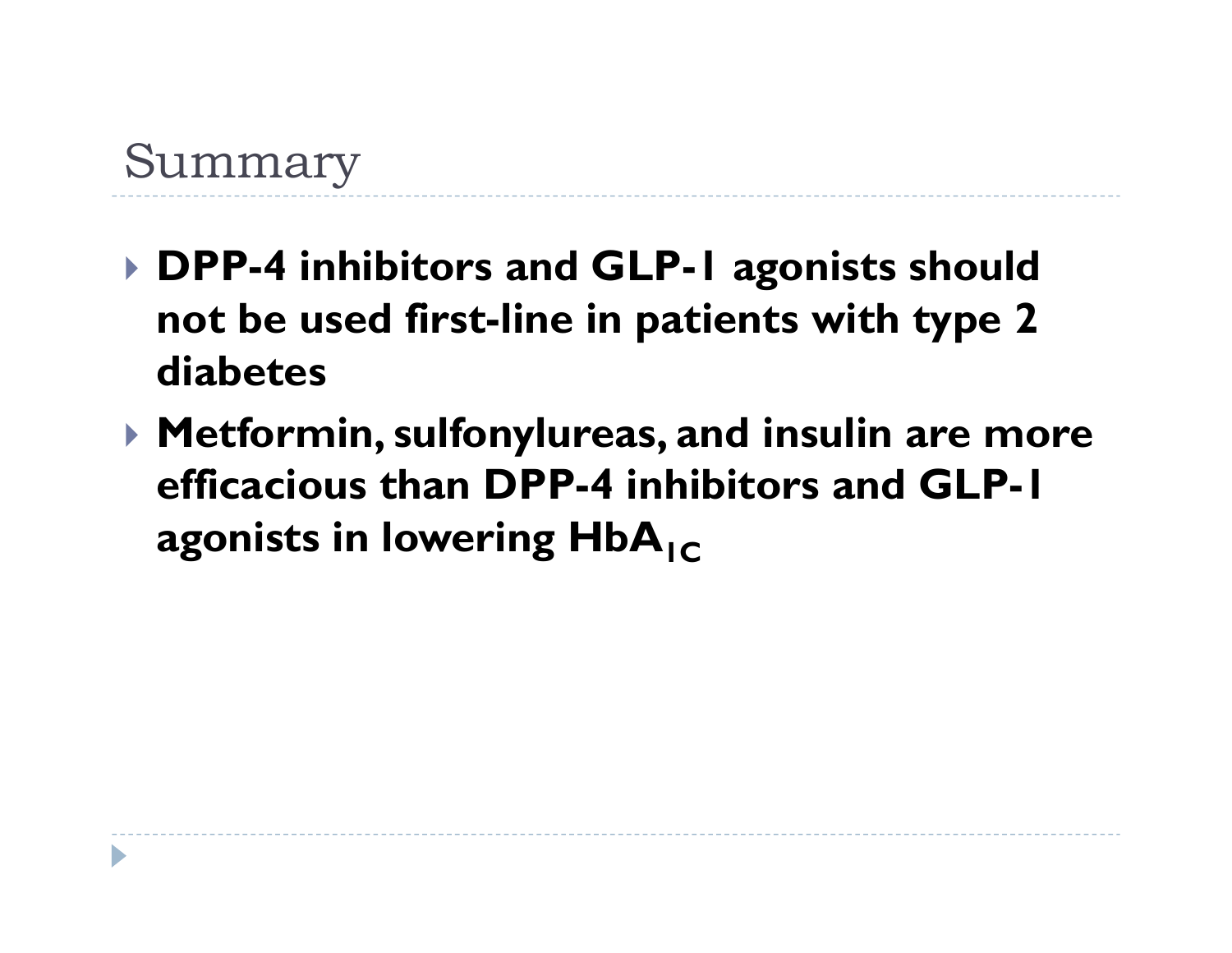# Summary

- **DPP-4 inhibitors and GLP-1 agonists should not be used first-line in patients with type 2 diabetes**
- **Metformin, sulfonylureas, and insulin are more efficacious than DPP-4 inhibitors and GLP-1 agonists in lowering $HbA_{1C}$**